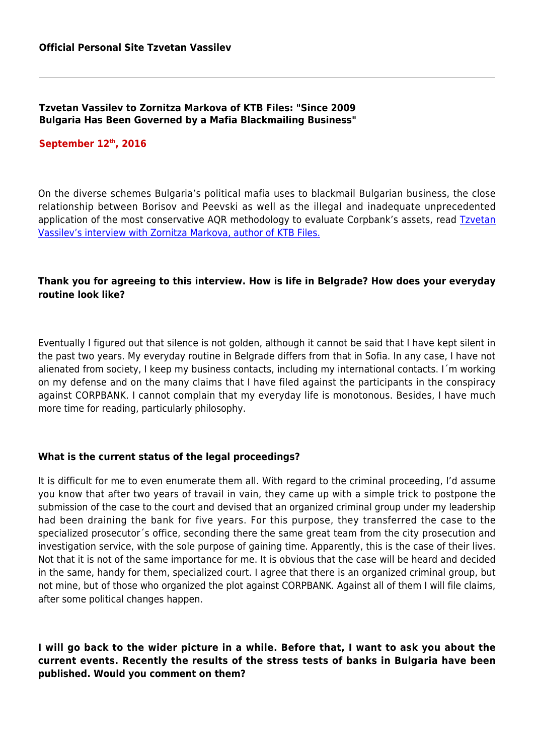**Official Personal Site Tzvetan Vassilev**

---

## Tzvetan Vassilev to Zornitza Markova of KTB Files: "Since 2009 Bulgaria Has Been Governed by a Mafia Blackmailing Business"

**September 12th, 2016**

On the diverse schemes Bulgaria's political mafia uses to blackmail Bulgarian business, the close relationship between Borisov and Peevski as well as the illegal and inadequate unprecedented application of the most conservative AQR methodology to evaluate Corpbank's assets, read [Tzvetan Vassilev's interview with Zornitza Markova, author of KTB Files.]()

**Thank you for agreeing to this interview. How is life in Belgrade? How does your everyday routine look like?**

Eventually I figured out that silence is not golden, although it cannot be said that I have kept silent in the past two years. My everyday routine in Belgrade differs from that in Sofia. In any case, I have not alienated from society, I keep my business contacts, including my international contacts. I´m working on my defense and on the many claims that I have filed against the participants in the conspiracy against CORPBANK. I cannot complain that my everyday life is monotonous. Besides, I have much more time for reading, particularly philosophy.

**What is the current status of the legal proceedings?**

It is difficult for me to even enumerate them all. With regard to the criminal proceeding, I'd assume you know that after two years of travail in vain, they came up with a simple trick to postpone the submission of the case to the court and devised that an organized criminal group under my leadership had been draining the bank for five years. For this purpose, they transferred the case to the specialized prosecutor´s office, seconding there the same great team from the city prosecution and investigation service, with the sole purpose of gaining time. Apparently, this is the case of their lives. Not that it is not of the same importance for me. It is obvious that the case will be heard and decided in the same, handy for them, specialized court. I agree that there is an organized criminal group, but not mine, but of those who organized the plot against CORPBANK. Against all of them I will file claims, after some political changes happen.

**I will go back to the wider picture in a while. Before that, I want to ask you about the current events. Recently the results of the stress tests of banks in Bulgaria have been published. Would you comment on them?**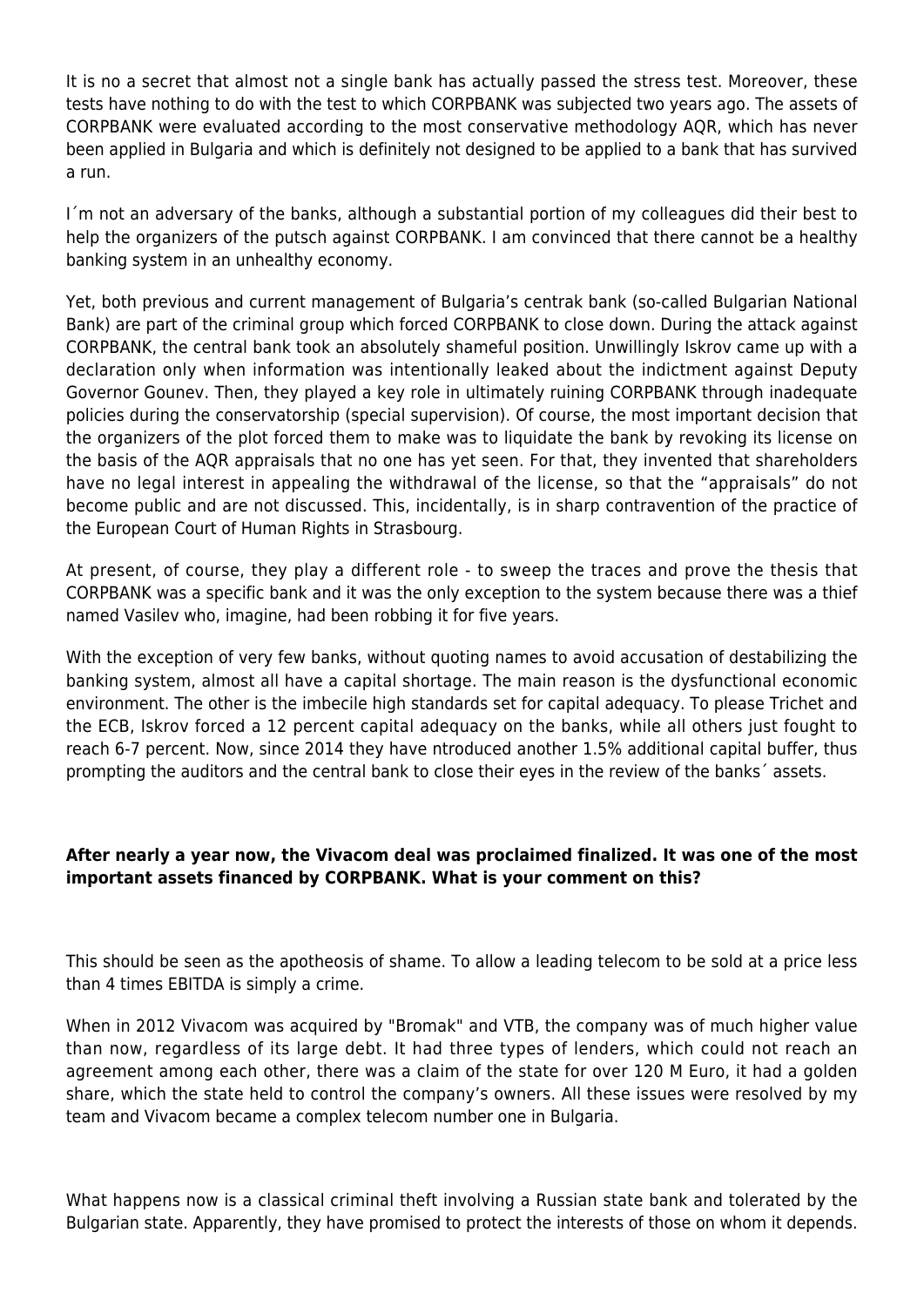It is no a secret that almost not a single bank has actually passed the stress test. Moreover, these tests have nothing to do with the test to which CORPBANK was subjected two years ago. The assets of CORPBANK were evaluated according to the most conservative methodology AQR, which has never been applied in Bulgaria and which is definitely not designed to be applied to a bank that has survived a run.

I´m not an adversary of the banks, although a substantial portion of my colleagues did their best to help the organizers of the putsch against CORPBANK. I am convinced that there cannot be a healthy banking system in an unhealthy economy.

Yet, both previous and current management of Bulgaria's centrak bank (so-called Bulgarian National Bank) are part of the criminal group which forced CORPBANK to close down. During the attack against CORPBANK, the central bank took an absolutely shameful position. Unwillingly Iskrov came up with a declaration only when information was intentionally leaked about the indictment against Deputy Governor Gounev. Then, they played a key role in ultimately ruining CORPBANK through inadequate policies during the conservatorship (special supervision). Of course, the most important decision that the organizers of the plot forced them to make was to liquidate the bank by revoking its license on the basis of the AQR appraisals that no one has yet seen. For that, they invented that shareholders have no legal interest in appealing the withdrawal of the license, so that the "appraisals" do not become public and are not discussed. This, incidentally, is in sharp contravention of the practice of the European Court of Human Rights in Strasbourg.

At present, of course, they play a different role - to sweep the traces and prove the thesis that CORPBANK was a specific bank and it was the only exception to the system because there was a thief named Vasilev who, imagine, had been robbing it for five years.

With the exception of very few banks, without quoting names to avoid accusation of destabilizing the banking system, almost all have a capital shortage. The main reason is the dysfunctional economic environment. The other is the imbecile high standards set for capital adequacy. To please Trichet and the ECB, Iskrov forced a 12 percent capital adequacy on the banks, while all others just fought to reach 6-7 percent. Now, since 2014 they have ntroduced another 1.5% additional capital buffer, thus prompting the auditors and the central bank to close their eyes in the review of the banks´ assets.

**After nearly a year now, the Vivacom deal was proclaimed finalized. It was one of the most important assets financed by CORPBANK. What is your comment on this?**

This should be seen as the apotheosis of shame. To allow a leading telecom to be sold at a price less than 4 times EBITDA is simply a crime.

When in 2012 Vivacom was acquired by "Bromak" and VTB, the company was of much higher value than now, regardless of its large debt. It had three types of lenders, which could not reach an agreement among each other, there was a claim of the state for over 120 M Euro, it had a golden share, which the state held to control the company's owners. All these issues were resolved by my team and Vivacom became a complex telecom number one in Bulgaria.

What happens now is a classical criminal theft involving a Russian state bank and tolerated by the Bulgarian state. Apparently, they have promised to protect the interests of those on whom it depends.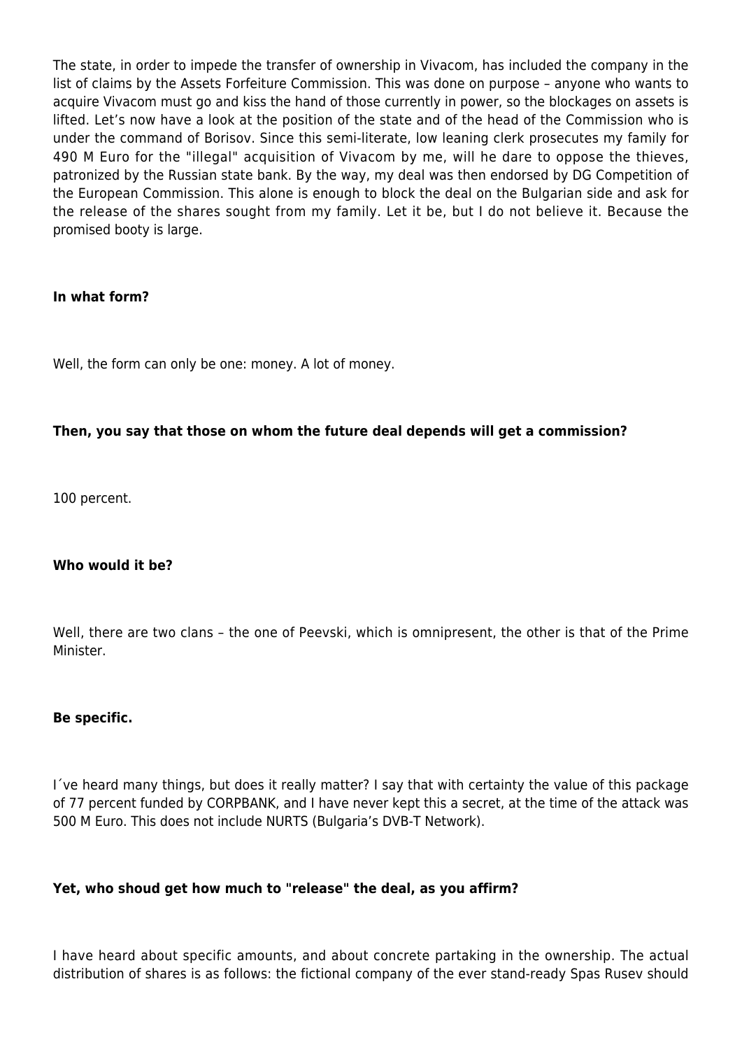The state, in order to impede the transfer of ownership in Vivacom, has included the company in the list of claims by the Assets Forfeiture Commission. This was done on purpose – anyone who wants to acquire Vivacom must go and kiss the hand of those currently in power, so the blockages on assets is lifted. Let’s now have a look at the position of the state and of the head of the Commission who is under the command of Borisov. Since this semi-literate, low leaning clerk prosecutes my family for 490 M Euro for the "illegal" acquisition of Vivacom by me, will he dare to oppose the thieves, patronized by the Russian state bank. By the way, my deal was then endorsed by DG Competition of the European Commission. This alone is enough to block the deal on the Bulgarian side and ask for the release of the shares sought from my family. Let it be, but I do not believe it. Because the promised booty is large.

**In what form?**

Well, the form can only be one: money. A lot of money.

**Then, you say that those on whom the future deal depends will get a commission?**

100 percent.

**Who would it be?**

Well, there are two clans – the one of Peevski, which is omnipresent, the other is that of the Prime Minister.

**Be specific.**

I´ve heard many things, but does it really matter? I say that with certainty the value of this package of 77 percent funded by CORPBANK, and I have never kept this a secret, at the time of the attack was 500 M Euro. This does not include NURTS (Bulgaria’s DVB-T Network).

**Yet, who shoud get how much to "release" the deal, as you affirm?**

I have heard about specific amounts, and about concrete partaking in the ownership. The actual distribution of shares is as follows: the fictional company of the ever stand-ready Spas Rusev should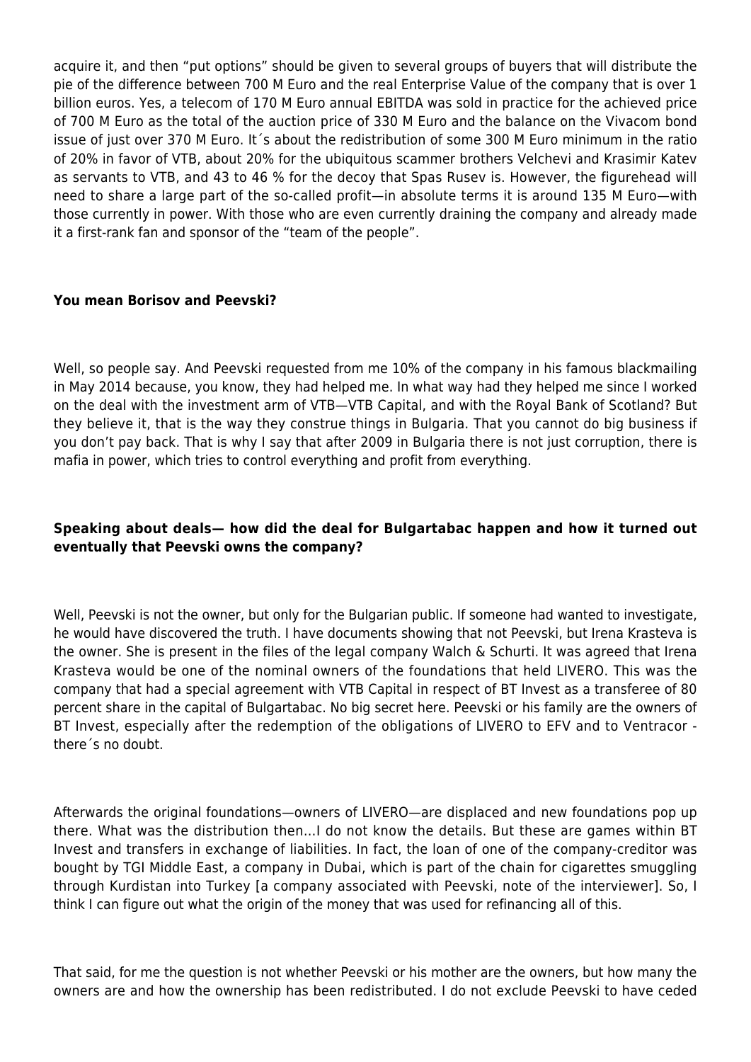acquire it, and then "put options" should be given to several groups of buyers that will distribute the pie of the difference between 700 M Euro and the real Enterprise Value of the company that is over 1 billion euros. Yes, a telecom of 170 M Euro annual EBITDA was sold in practice for the achieved price of 700 M Euro as the total of the auction price of 330 M Euro and the balance on the Vivacom bond issue of just over 370 M Euro. It´s about the redistribution of some 300 M Euro minimum in the ratio of 20% in favor of VTB, about 20% for the ubiquitous scammer brothers Velchevi and Krasimir Katev as servants to VTB, and 43 to 46 % for the decoy that Spas Rusev is. However, the figurehead will need to share a large part of the so-called profit—in absolute terms it is around 135 M Euro—with those currently in power. With those who are even currently draining the company and already made it a first-rank fan and sponsor of the "team of the people".

**You mean Borisov and Peevski?**

Well, so people say. And Peevski requested from me 10% of the company in his famous blackmailing in May 2014 because, you know, they had helped me. In what way had they helped me since I worked on the deal with the investment arm of VTB—VTB Capital, and with the Royal Bank of Scotland? But they believe it, that is the way they construe things in Bulgaria. That you cannot do big business if you don't pay back. That is why I say that after 2009 in Bulgaria there is not just corruption, there is mafia in power, which tries to control everything and profit from everything.

**Speaking about deals— how did the deal for Bulgartabac happen and how it turned out eventually that Peevski owns the company?**

Well, Peevski is not the owner, but only for the Bulgarian public. If someone had wanted to investigate, he would have discovered the truth. I have documents showing that not Peevski, but Irena Krasteva is the owner. She is present in the files of the legal company Walch & Schurti. It was agreed that Irena Krasteva would be one of the nominal owners of the foundations that held LIVERO. This was the company that had a special agreement with VTB Capital in respect of BT Invest as a transferee of 80 percent share in the capital of Bulgartabac. No big secret here. Peevski or his family are the owners of BT Invest, especially after the redemption of the obligations of LIVERO to EFV and to Ventracor - there´s no doubt.

Afterwards the original foundations—owners of LIVERO—are displaced and new foundations pop up there. What was the distribution then…I do not know the details. But these are games within BT Invest and transfers in exchange of liabilities. In fact, the loan of one of the company-creditor was bought by TGI Middle East, a company in Dubai, which is part of the chain for cigarettes smuggling through Kurdistan into Turkey [a company associated with Peevski, note of the interviewer]. So, I think I can figure out what the origin of the money that was used for refinancing all of this.

That said, for me the question is not whether Peevski or his mother are the owners, but how many the owners are and how the ownership has been redistributed. I do not exclude Peevski to have ceded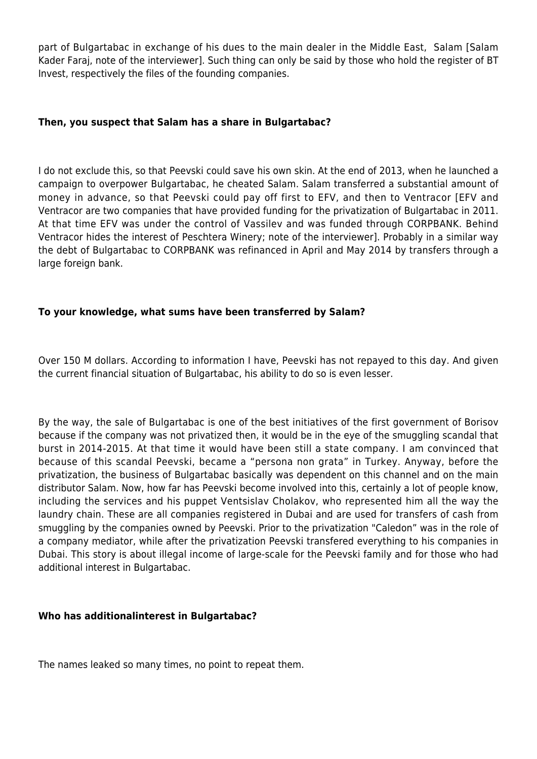part of Bulgartabac in exchange of his dues to the main dealer in the Middle East, Salam [Salam Kader Faraj, note of the interviewer]. Such thing can only be said by those who hold the register of BT Invest, respectively the files of the founding companies.

**Then, you suspect that Salam has a share in Bulgartabac?**

I do not exclude this, so that Peevski could save his own skin. At the end of 2013, when he launched a campaign to overpower Bulgartabac, he cheated Salam. Salam transferred a substantial amount of money in advance, so that Peevski could pay off first to EFV, and then to Ventracor [EFV and Ventracor are two companies that have provided funding for the privatization of Bulgartabac in 2011. At that time EFV was under the control of Vassilev and was funded through CORPBANK. Behind Ventracor hides the interest of Peschtera Winery; note of the interviewer]. Probably in a similar way the debt of Bulgartabac to CORPBANK was refinanced in April and May 2014 by transfers through a large foreign bank.

**To your knowledge, what sums have been transferred by Salam?**

Over 150 M dollars. According to information I have, Peevski has not repayed to this day. And given the current financial situation of Bulgartabac, his ability to do so is even lesser.

By the way, the sale of Bulgartabac is one of the best initiatives of the first government of Borisov because if the company was not privatized then, it would be in the eye of the smuggling scandal that burst in 2014-2015. At that time it would have been still a state company. I am convinced that because of this scandal Peevski, became a "persona non grata" in Turkey. Anyway, before the privatization, the business of Bulgartabac basically was dependent on this channel and on the main distributor Salam. Now, how far has Peevski become involved into this, certainly a lot of people know, including the services and his puppet Ventsislav Cholakov, who represented him all the way the laundry chain. These are all companies registered in Dubai and are used for transfers of cash from smuggling by the companies owned by Peevski. Prior to the privatization "Caledon" was in the role of a company mediator, while after the privatization Peevski transfered everything to his companies in Dubai. This story is about illegal income of large-scale for the Peevski family and for those who had additional interest in Bulgartabac.

**Who has additionalinterest in Bulgartabac?**

The names leaked so many times, no point to repeat them.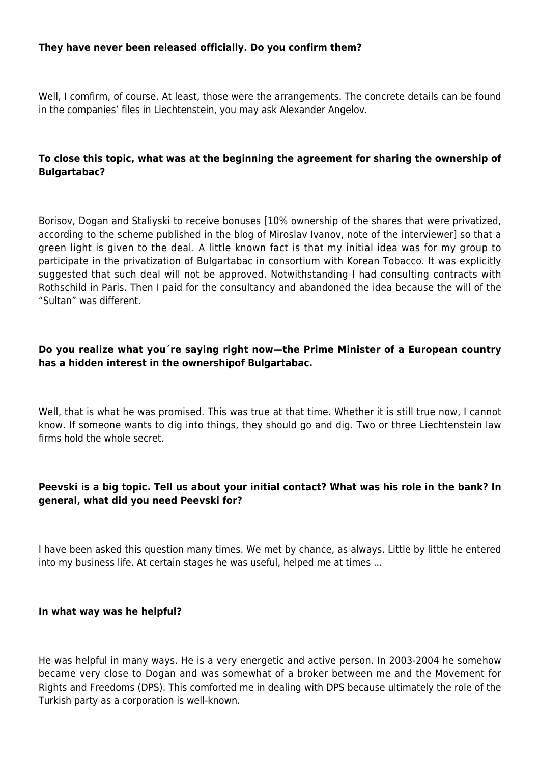**They have never been released officially. Do you confirm them?**

Well, I comfirm, of course. At least, those were the arrangements. The concrete details can be found in the companies' files in Liechtenstein, you may ask Alexander Angelov.

**To close this topic, what was at the beginning the agreement for sharing the ownership of Bulgartabac?**

Borisov, Dogan and Staliyski to receive bonuses [10% ownership of the shares that were privatized, according to the scheme published in the blog of Miroslav Ivanov, note of the interviewer] so that a green light is given to the deal. A little known fact is that my initial idea was for my group to participate in the privatization of Bulgartabac in consortium with Korean Tobacco. It was explicitly suggested that such deal will not be approved. Notwithstanding I had consulting contracts with Rothschild in Paris. Then I paid for the consultancy and abandoned the idea because the will of the "Sultan" was different.

**Do you realize what you´re saying right now—the Prime Minister of a European country has a hidden interest in the ownershipof Bulgartabac.**

Well, that is what he was promised. This was true at that time. Whether it is still true now, I cannot know. If someone wants to dig into things, they should go and dig. Two or three Liechtenstein law firms hold the whole secret.

**Peevski is a big topic. Tell us about your initial contact? What was his role in the bank? In general, what did you need Peevski for?**

I have been asked this question many times. We met by chance, as always. Little by little he entered into my business life. At certain stages he was useful, helped me at times ...

**In what way was he helpful?**

He was helpful in many ways. He is a very energetic and active person. In 2003-2004 he somehow became very close to Dogan and was somewhat of a broker between me and the Movement for Rights and Freedoms (DPS). This comforted me in dealing with DPS because ultimately the role of the Turkish party as a corporation is well-known.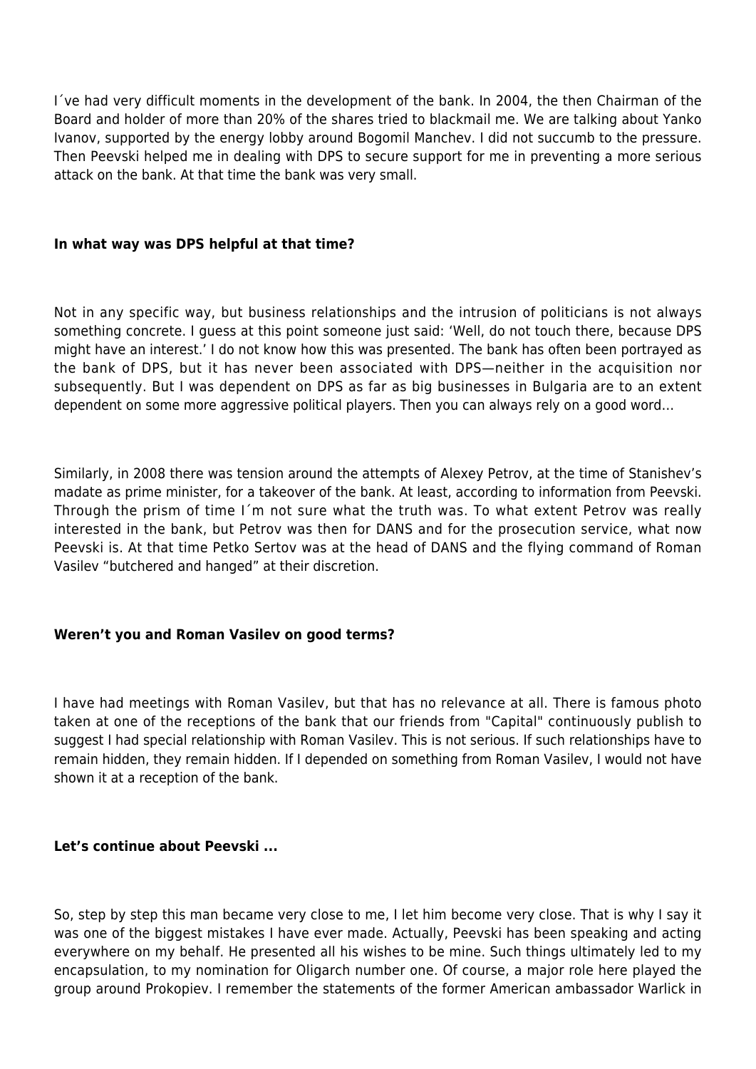I´ve had very difficult moments in the development of the bank. In 2004, the then Chairman of the Board and holder of more than 20% of the shares tried to blackmail me. We are talking about Yanko Ivanov, supported by the energy lobby around Bogomil Manchev. I did not succumb to the pressure. Then Peevski helped me in dealing with DPS to secure support for me in preventing a more serious attack on the bank. At that time the bank was very small.

**In what way was DPS helpful at that time?**

Not in any specific way, but business relationships and the intrusion of politicians is not always something concrete. I guess at this point someone just said: 'Well, do not touch there, because DPS might have an interest.' I do not know how this was presented. The bank has often been portrayed as the bank of DPS, but it has never been associated with DPS—neither in the acquisition nor subsequently. But I was dependent on DPS as far as big businesses in Bulgaria are to an extent dependent on some more aggressive political players. Then you can always rely on a good word…

Similarly, in 2008 there was tension around the attempts of Alexey Petrov, at the time of Stanishev's madate as prime minister, for a takeover of the bank. At least, according to information from Peevski. Through the prism of time I´m not sure what the truth was. To what extent Petrov was really interested in the bank, but Petrov was then for DANS and for the prosecution service, what now Peevski is. At that time Petko Sertov was at the head of DANS and the flying command of Roman Vasilev "butchered and hanged" at their discretion.

**Weren't you and Roman Vasilev on good terms?**

I have had meetings with Roman Vasilev, but that has no relevance at all. There is famous photo taken at one of the receptions of the bank that our friends from "Capital" continuously publish to suggest I had special relationship with Roman Vasilev. This is not serious. If such relationships have to remain hidden, they remain hidden. If I depended on something from Roman Vasilev, I would not have shown it at a reception of the bank.

**Let's continue about Peevski ...**

So, step by step this man became very close to me, I let him become very close. That is why I say it was one of the biggest mistakes I have ever made. Actually, Peevski has been speaking and acting everywhere on my behalf. He presented all his wishes to be mine. Such things ultimately led to my encapsulation, to my nomination for Oligarch number one. Of course, a major role here played the group around Prokopiev. I remember the statements of the former American ambassador Warlick in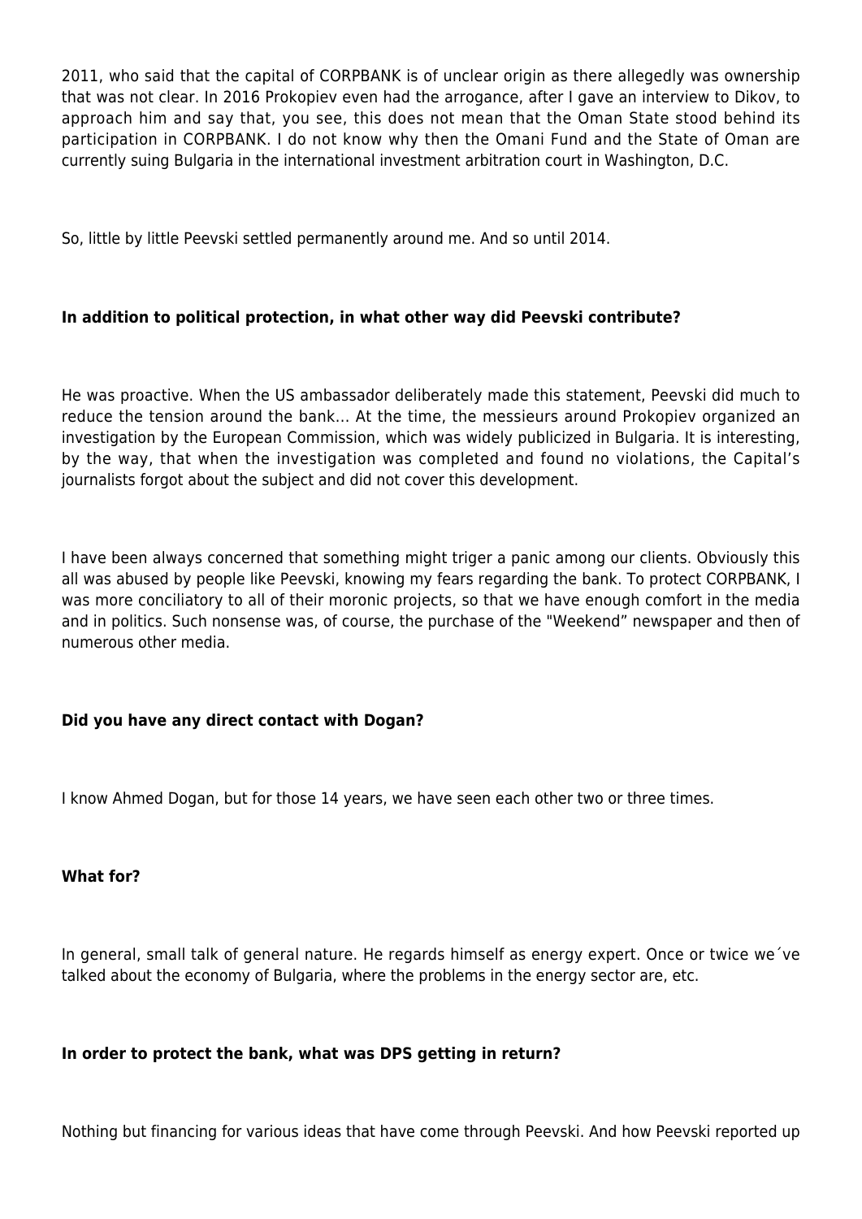2011, who said that the capital of CORPBANK is of unclear origin as there allegedly was ownership that was not clear. In 2016 Prokopiev even had the arrogance, after I gave an interview to Dikov, to approach him and say that, you see, this does not mean that the Oman State stood behind its participation in CORPBANK. I do not know why then the Omani Fund and the State of Oman are currently suing Bulgaria in the international investment arbitration court in Washington, D.C.

So, little by little Peevski settled permanently around me. And so until 2014.

**In addition to political protection, in what other way did Peevski contribute?**

He was proactive. When the US ambassador deliberately made this statement, Peevski did much to reduce the tension around the bank... At the time, the messieurs around Prokopiev organized an investigation by the European Commission, which was widely publicized in Bulgaria. It is interesting, by the way, that when the investigation was completed and found no violations, the Capital's journalists forgot about the subject and did not cover this development.

I have been always concerned that something might triger a panic among our clients. Obviously this all was abused by people like Peevski, knowing my fears regarding the bank. To protect CORPBANK, I was more conciliatory to all of their moronic projects, so that we have enough comfort in the media and in politics. Such nonsense was, of course, the purchase of the "Weekend" newspaper and then of numerous other media.

**Did you have any direct contact with Dogan?**

I know Ahmed Dogan, but for those 14 years, we have seen each other two or three times.

**What for?**

In general, small talk of general nature. He regards himself as energy expert. Once or twice we´ve talked about the economy of Bulgaria, where the problems in the energy sector are, etc.

**In order to protect the bank, what was DPS getting in return?**

Nothing but financing for various ideas that have come through Peevski. And how Peevski reported up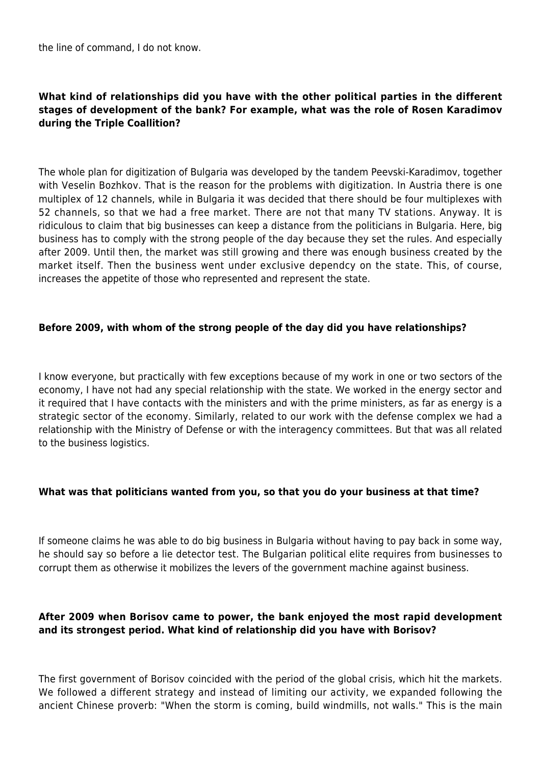the line of command, I do not know.

**What kind of relationships did you have with the other political parties in the different stages of development of the bank? For example, what was the role of Rosen Karadimov during the Triple Coallition?**

The whole plan for digitization of Bulgaria was developed by the tandem Peevski-Karadimov, together with Veselin Bozhkov. That is the reason for the problems with digitization. In Austria there is one multiplex of 12 channels, while in Bulgaria it was decided that there should be four multiplexes with 52 channels, so that we had a free market. There are not that many TV stations. Anyway. It is ridiculous to claim that big businesses can keep a distance from the politicians in Bulgaria. Here, big business has to comply with the strong people of the day because they set the rules. And especially after 2009. Until then, the market was still growing and there was enough business created by the market itself. Then the business went under exclusive dependcy on the state. This, of course, increases the appetite of those who represented and represent the state.

**Before 2009, with whom of the strong people of the day did you have relationships?**

I know everyone, but practically with few exceptions because of my work in one or two sectors of the economy, I have not had any special relationship with the state. We worked in the energy sector and it required that I have contacts with the ministers and with the prime ministers, as far as energy is a strategic sector of the economy. Similarly, related to our work with the defense complex we had a relationship with the Ministry of Defense or with the interagency committees. But that was all related to the business logistics.

**What was that politicians wanted from you, so that you do your business at that time?**

If someone claims he was able to do big business in Bulgaria without having to pay back in some way, he should say so before a lie detector test. The Bulgarian political elite requires from businesses to corrupt them as otherwise it mobilizes the levers of the government machine against business.

**After 2009 when Borisov came to power, the bank enjoyed the most rapid development and its strongest period. What kind of relationship did you have with Borisov?**

The first government of Borisov coincided with the period of the global crisis, which hit the markets. We followed a different strategy and instead of limiting our activity, we expanded following the ancient Chinese proverb: "When the storm is coming, build windmills, not walls." This is the main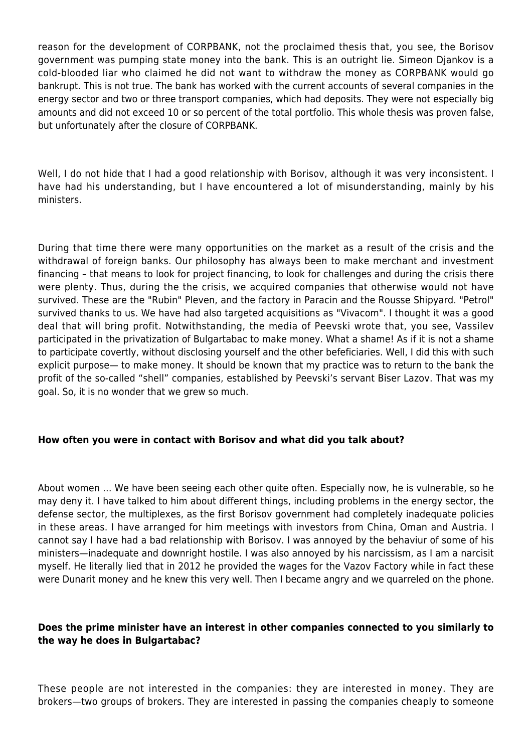reason for the development of CORPBANK, not the proclaimed thesis that, you see, the Borisov government was pumping state money into the bank. This is an outright lie. Simeon Djankov is a cold-blooded liar who claimed he did not want to withdraw the money as CORPBANK would go bankrupt. This is not true. The bank has worked with the current accounts of several companies in the energy sector and two or three transport companies, which had deposits. They were not especially big amounts and did not exceed 10 or so percent of the total portfolio. This whole thesis was proven false, but unfortunately after the closure of CORPBANK.

Well, I do not hide that I had a good relationship with Borisov, although it was very inconsistent. I have had his understanding, but I have encountered a lot of misunderstanding, mainly by his ministers.

During that time there were many opportunities on the market as a result of the crisis and the withdrawal of foreign banks. Our philosophy has always been to make merchant and investment financing – that means to look for project financing, to look for challenges and during the crisis there were plenty. Thus, during the the crisis, we acquired companies that otherwise would not have survived. These are the "Rubin" Pleven, and the factory in Paracin and the Rousse Shipyard. "Petrol" survived thanks to us. We have had also targeted acquisitions as "Vivacom". I thought it was a good deal that will bring profit. Notwithstanding, the media of Peevski wrote that, you see, Vassilev participated in the privatization of Bulgartabac to make money. What a shame! As if it is not a shame to participate covertly, without disclosing yourself and the other befeficiaries. Well, I did this with such explicit purpose— to make money. It should be known that my practice was to return to the bank the profit of the so-called “shell” companies, established by Peevski’s servant Biser Lazov. That was my goal. So, it is no wonder that we grew so much.

**How often you were in contact with Borisov and what did you talk about?**

About women … We have been seeing each other quite often. Especially now, he is vulnerable, so he may deny it. I have talked to him about different things, including problems in the energy sector, the defense sector, the multiplexes, as the first Borisov government had completely inadequate policies in these areas. I have arranged for him meetings with investors from China, Oman and Austria. I cannot say I have had a bad relationship with Borisov. I was annoyed by the behaviur of some of his ministers—inadequate and downright hostile. I was also annoyed by his narcissism, as I am a narcisit myself. He literally lied that in 2012 he provided the wages for the Vazov Factory while in fact these were Dunarit money and he knew this very well. Then I became angry and we quarreled on the phone.

**Does the prime minister have an interest in other companies connected to you similarly to the way he does in Bulgartabac?**

These people are not interested in the companies: they are interested in money. They are brokers—two groups of brokers. They are interested in passing the companies cheaply to someone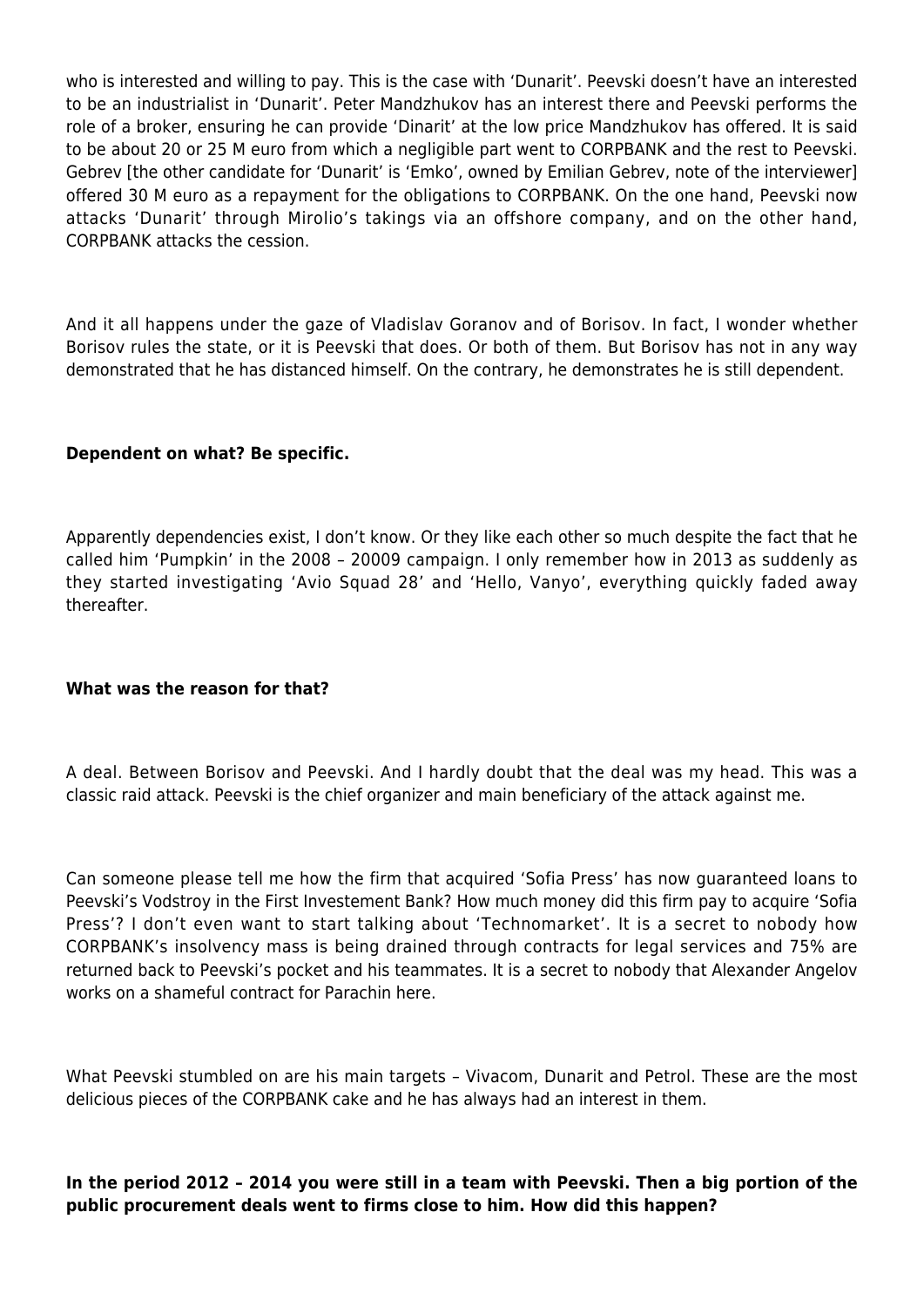who is interested and willing to pay. This is the case with 'Dunarit'. Peevski doesn't have an interested to be an industrialist in 'Dunarit'. Peter Mandzhukov has an interest there and Peevski performs the role of a broker, ensuring he can provide 'Dinarit' at the low price Mandzhukov has offered. It is said to be about 20 or 25 M euro from which a negligible part went to CORPBANK and the rest to Peevski. Gebrev [the other candidate for 'Dunarit' is 'Emko', owned by Emilian Gebrev, note of the interviewer] offered 30 M euro as a repayment for the obligations to CORPBANK. On the one hand, Peevski now attacks 'Dunarit' through Mirolio's takings via an offshore company, and on the other hand, CORPBANK attacks the cession.

And it all happens under the gaze of Vladislav Goranov and of Borisov. In fact, I wonder whether Borisov rules the state, or it is Peevski that does. Or both of them. But Borisov has not in any way demonstrated that he has distanced himself. On the contrary, he demonstrates he is still dependent.

**Dependent on what? Be specific.**

Apparently dependencies exist, I don't know. Or they like each other so much despite the fact that he called him 'Pumpkin' in the 2008 – 20009 campaign. I only remember how in 2013 as suddenly as they started investigating 'Avio Squad 28' and 'Hello, Vanyo', everything quickly faded away thereafter.

**What was the reason for that?**

A deal. Between Borisov and Peevski. And I hardly doubt that the deal was my head. This was a classic raid attack. Peevski is the chief organizer and main beneficiary of the attack against me.

Can someone please tell me how the firm that acquired 'Sofia Press' has now guaranteed loans to Peevski's Vodstroy in the First Investement Bank? How much money did this firm pay to acquire 'Sofia Press'? I don't even want to start talking about 'Technomarket'. It is a secret to nobody how CORPBANK's insolvency mass is being drained through contracts for legal services and 75% are returned back to Peevski's pocket and his teammates. It is a secret to nobody that Alexander Angelov works on a shameful contract for Parachin here.

What Peevski stumbled on are his main targets – Vivacom, Dunarit and Petrol. These are the most delicious pieces of the CORPBANK cake and he has always had an interest in them.

**In the period 2012 – 2014 you were still in a team with Peevski. Then a big portion of the public procurement deals went to firms close to him. How did this happen?**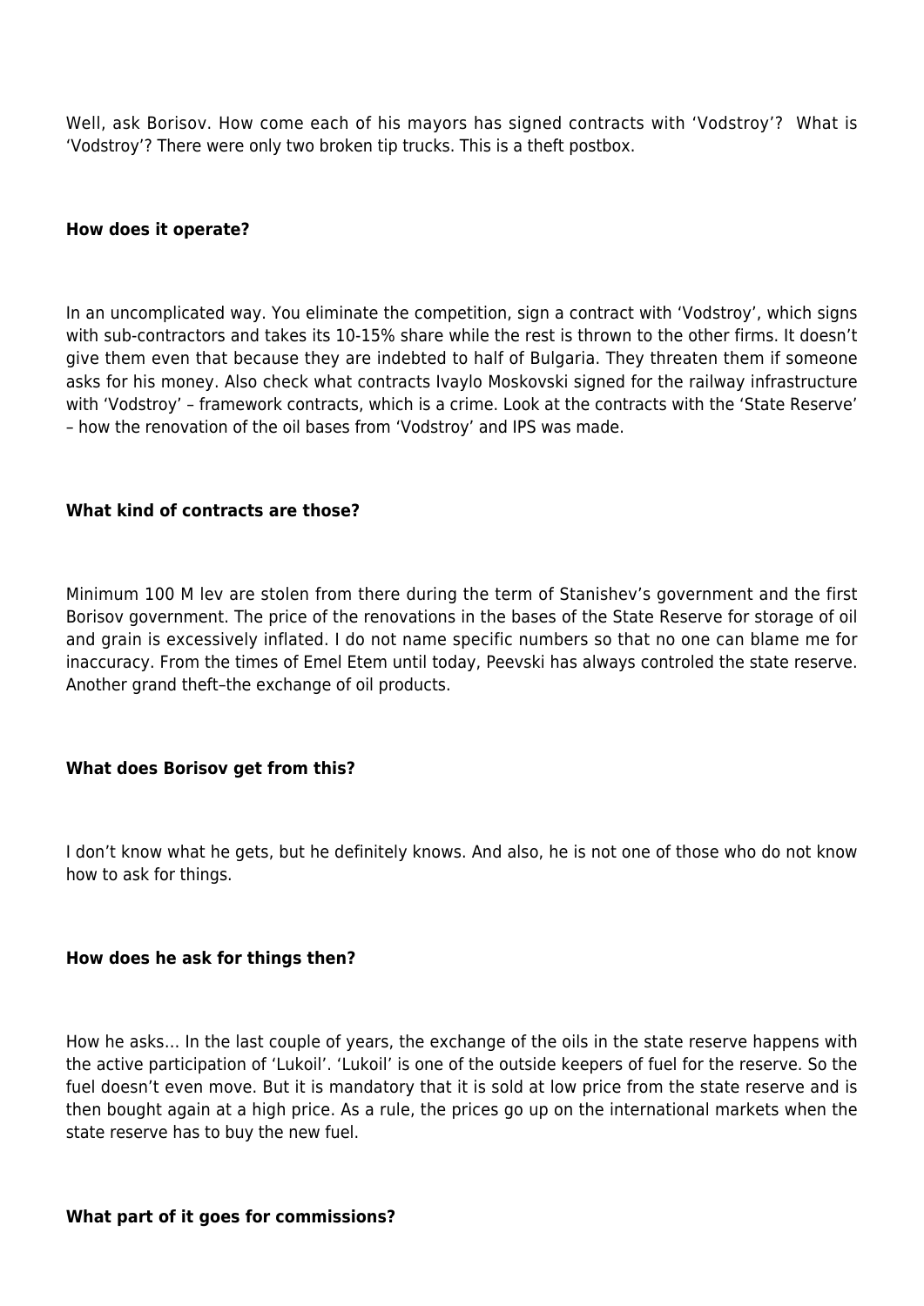Well, ask Borisov. How come each of his mayors has signed contracts with 'Vodstroy'? What is 'Vodstroy'? There were only two broken tip trucks. This is a theft postbox.

**How does it operate?**

In an uncomplicated way. You eliminate the competition, sign a contract with 'Vodstroy', which signs with sub-contractors and takes its 10-15% share while the rest is thrown to the other firms. It doesn't give them even that because they are indebted to half of Bulgaria. They threaten them if someone asks for his money. Also check what contracts Ivaylo Moskovski signed for the railway infrastructure with 'Vodstroy' – framework contracts, which is a crime. Look at the contracts with the 'State Reserve' – how the renovation of the oil bases from 'Vodstroy' and IPS was made.

**What kind of contracts are those?**

Minimum 100 M lev are stolen from there during the term of Stanishev's government and the first Borisov government. The price of the renovations in the bases of the State Reserve for storage of oil and grain is excessively inflated. I do not name specific numbers so that no one can blame me for inaccuracy. From the times of Emel Etem until today, Peevski has always controled the state reserve. Another grand theft–the exchange of oil products.

**What does Borisov get from this?**

I don't know what he gets, but he definitely knows. And also, he is not one of those who do not know how to ask for things.

**How does he ask for things then?**

How he asks… In the last couple of years, the exchange of the oils in the state reserve happens with the active participation of 'Lukoil'. 'Lukoil' is one of the outside keepers of fuel for the reserve. So the fuel doesn't even move. But it is mandatory that it is sold at low price from the state reserve and is then bought again at a high price. As a rule, the prices go up on the international markets when the state reserve has to buy the new fuel.

**What part of it goes for commissions?**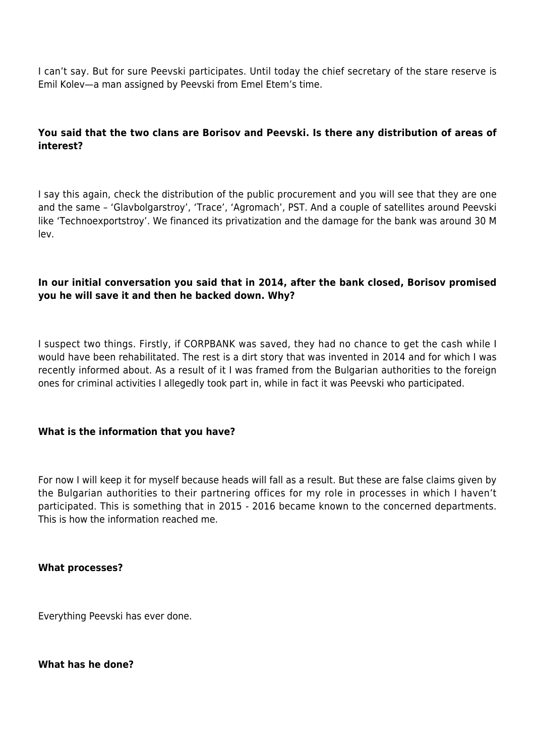I can't say. But for sure Peevski participates. Until today the chief secretary of the stare reserve is Emil Kolev—a man assigned by Peevski from Emel Etem's time.

**You said that the two clans are Borisov and Peevski. Is there any distribution of areas of interest?**

I say this again, check the distribution of the public procurement and you will see that they are one and the same – 'Glavbolgarstroy', 'Trace', 'Agromach', PST. And a couple of satellites around Peevski like 'Technoexportstroy'. We financed its privatization and the damage for the bank was around 30 M lev.

**In our initial conversation you said that in 2014, after the bank closed, Borisov promised you he will save it and then he backed down. Why?**

I suspect two things. Firstly, if CORPBANK was saved, they had no chance to get the cash while I would have been rehabilitated. The rest is a dirt story that was invented in 2014 and for which I was recently informed about. As a result of it I was framed from the Bulgarian authorities to the foreign ones for criminal activities I allegedly took part in, while in fact it was Peevski who participated.

**What is the information that you have?**

For now I will keep it for myself because heads will fall as a result. But these are false claims given by the Bulgarian authorities to their partnering offices for my role in processes in which I haven't participated. This is something that in 2015 - 2016 became known to the concerned departments. This is how the information reached me.

**What processes?**

Everything Peevski has ever done.

**What has he done?**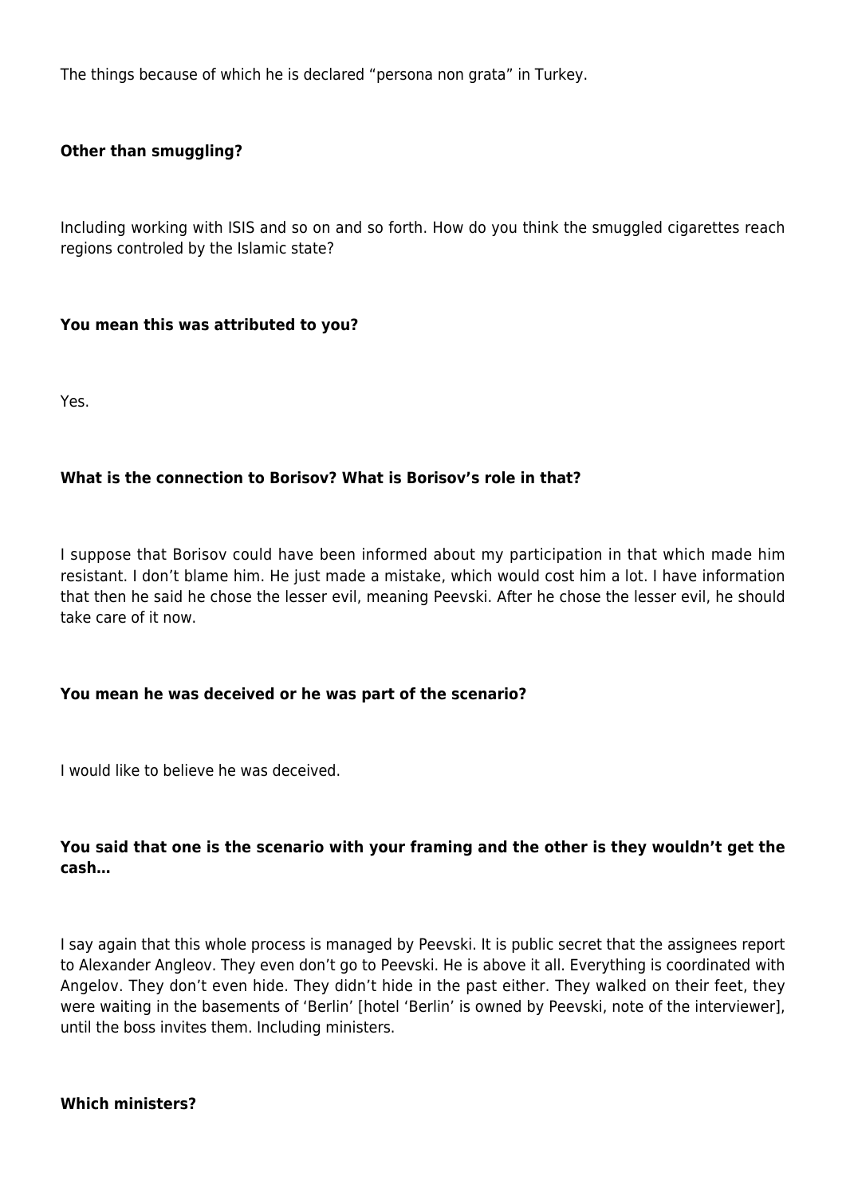The things because of which he is declared “persona non grata” in Turkey.

**Other than smuggling?**

Including working with ISIS and so on and so forth. How do you think the smuggled cigarettes reach regions controled by the Islamic state?

**You mean this was attributed to you?**

Yes.

**What is the connection to Borisov? What is Borisov’s role in that?**

I suppose that Borisov could have been informed about my participation in that which made him resistant. I don’t blame him. He just made a mistake, which would cost him a lot. I have information that then he said he chose the lesser evil, meaning Peevski. After he chose the lesser evil, he should take care of it now.

**You mean he was deceived or he was part of the scenario?**

I would like to believe he was deceived.

**You said that one is the scenario with your framing and the other is they wouldn’t get the cash…**

I say again that this whole process is managed by Peevski. It is public secret that the assignees report to Alexander Angleov. They even don’t go to Peevski. He is above it all. Everything is coordinated with Angelov. They don’t even hide. They didn’t hide in the past either. They walked on their feet, they were waiting in the basements of ‘Berlin’ [hotel ‘Berlin’ is owned by Peevski, note of the interviewer], until the boss invites them. Including ministers.

**Which ministers?**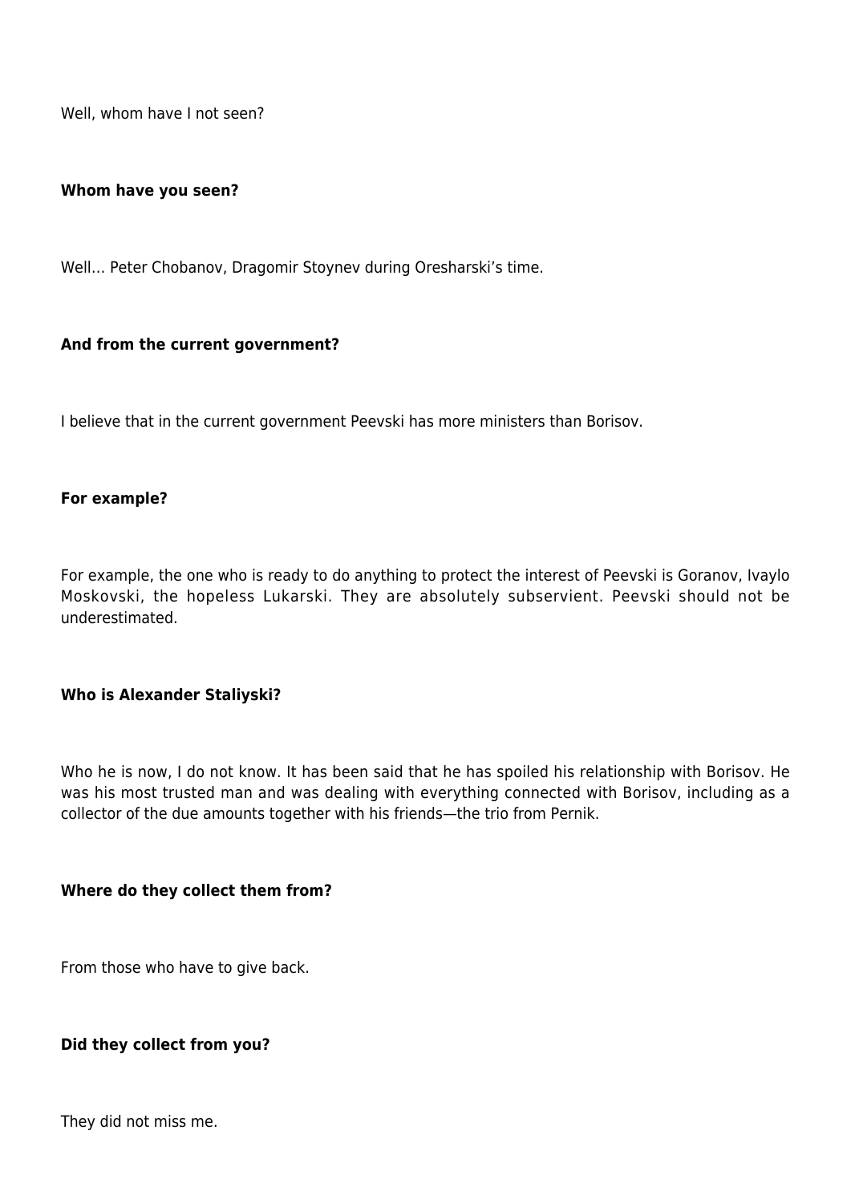Well, whom have I not seen?

**Whom have you seen?**

Well… Peter Chobanov, Dragomir Stoynev during Oresharski's time.

**And from the current government?**

I believe that in the current government Peevski has more ministers than Borisov.

**For example?**

For example, the one who is ready to do anything to protect the interest of Peevski is Goranov, Ivaylo Moskovski, the hopeless Lukarski. They are absolutely subservient. Peevski should not be underestimated.

**Who is Alexander Staliyski?**

Who he is now, I do not know. It has been said that he has spoiled his relationship with Borisov. He was his most trusted man and was dealing with everything connected with Borisov, including as a collector of the due amounts together with his friends—the trio from Pernik.

**Where do they collect them from?**

From those who have to give back.

**Did they collect from you?**

They did not miss me.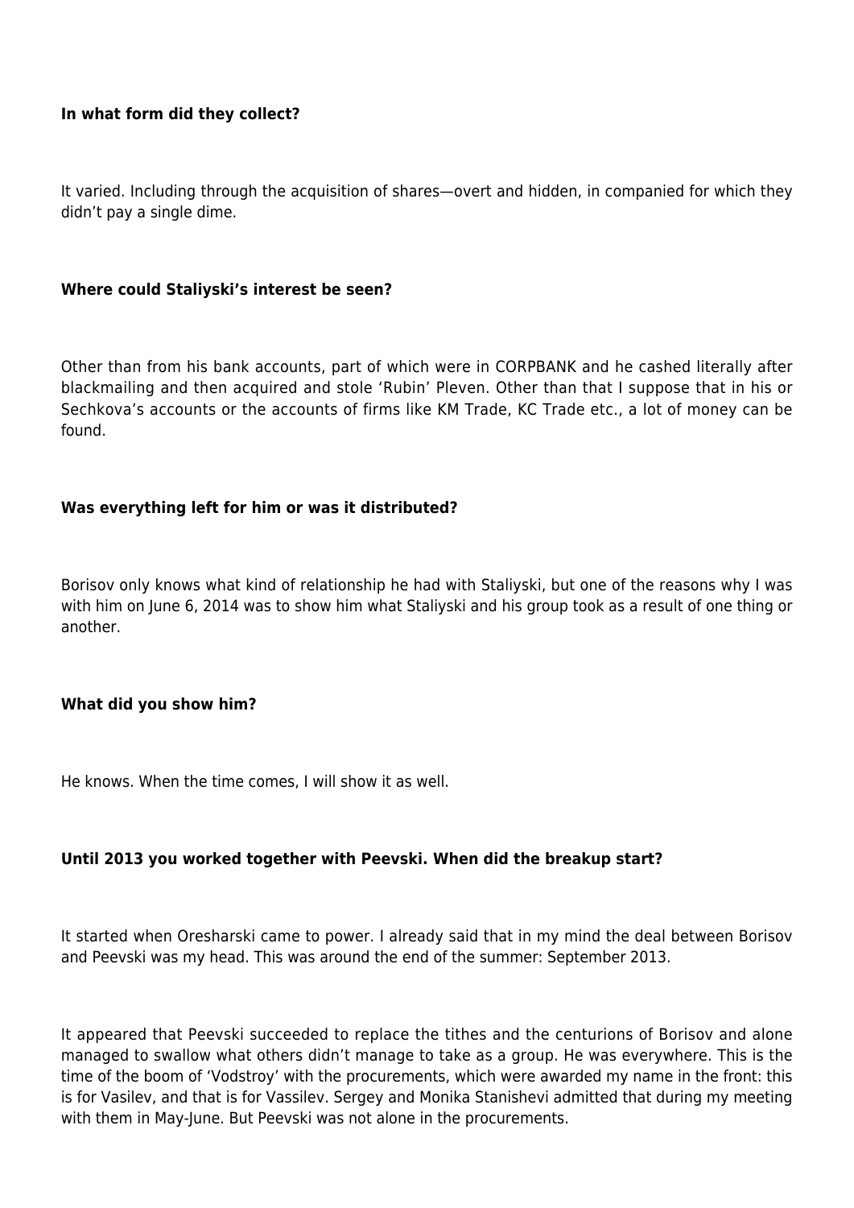**In what form did they collect?**

It varied. Including through the acquisition of shares—overt and hidden, in companied for which they didn't pay a single dime.

**Where could Staliyski's interest be seen?**

Other than from his bank accounts, part of which were in CORPBANK and he cashed literally after blackmailing and then acquired and stole 'Rubin' Pleven. Other than that I suppose that in his or Sechkova's accounts or the accounts of firms like KM Trade, KC Trade etc., a lot of money can be found.

**Was everything left for him or was it distributed?**

Borisov only knows what kind of relationship he had with Staliyski, but one of the reasons why I was with him on June 6, 2014 was to show him what Staliyski and his group took as a result of one thing or another.

**What did you show him?**

He knows. When the time comes, I will show it as well.

**Until 2013 you worked together with Peevski. When did the breakup start?**

It started when Oresharski came to power. I already said that in my mind the deal between Borisov and Peevski was my head. This was around the end of the summer: September 2013.

It appeared that Peevski succeeded to replace the tithes and the centurions of Borisov and alone managed to swallow what others didn't manage to take as a group. He was everywhere. This is the time of the boom of 'Vodstroy' with the procurements, which were awarded my name in the front: this is for Vasilev, and that is for Vassilev. Sergey and Monika Stanishevi admitted that during my meeting with them in May-June. But Peevski was not alone in the procurements.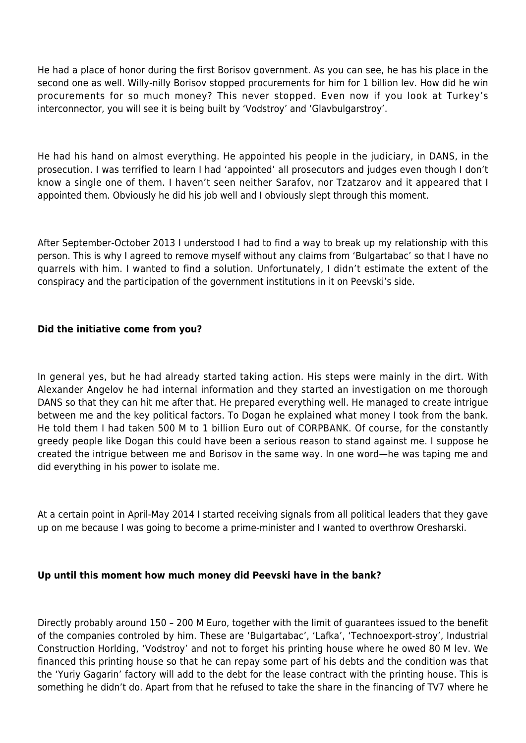He had a place of honor during the first Borisov government. As you can see, he has his place in the second one as well. Willy-nilly Borisov stopped procurements for him for 1 billion lev. How did he win procurements for so much money? This never stopped. Even now if you look at Turkey's interconnector, you will see it is being built by 'Vodstroy' and 'Glavbulgarstroy'.

He had his hand on almost everything. He appointed his people in the judiciary, in DANS, in the prosecution. I was terrified to learn I had 'appointed' all prosecutors and judges even though I don't know a single one of them. I haven't seen neither Sarafov, nor Tzatzarov and it appeared that I appointed them. Obviously he did his job well and I obviously slept through this moment.

After September-October 2013 I understood I had to find a way to break up my relationship with this person. This is why I agreed to remove myself without any claims from 'Bulgartabac' so that I have no quarrels with him. I wanted to find a solution. Unfortunately, I didn't estimate the extent of the conspiracy and the participation of the government institutions in it on Peevski's side.

**Did the initiative come from you?**

In general yes, but he had already started taking action. His steps were mainly in the dirt. With Alexander Angelov he had internal information and they started an investigation on me thorough DANS so that they can hit me after that. He prepared everything well. He managed to create intrigue between me and the key political factors. To Dogan he explained what money I took from the bank. He told them I had taken 500 M to 1 billion Euro out of CORPBANK. Of course, for the constantly greedy people like Dogan this could have been a serious reason to stand against me. I suppose he created the intrigue between me and Borisov in the same way. In one word—he was taping me and did everything in his power to isolate me.

At a certain point in April-May 2014 I started receiving signals from all political leaders that they gave up on me because I was going to become a prime-minister and I wanted to overthrow Oresharski.

**Up until this moment how much money did Peevski have in the bank?**

Directly probably around 150 – 200 M Euro, together with the limit of guarantees issued to the benefit of the companies controled by him. These are 'Bulgartabac', 'Lafka', 'Technoexport-stroy', Industrial Construction Horlding, 'Vodstroy' and not to forget his printing house where he owed 80 M lev. We financed this printing house so that he can repay some part of his debts and the condition was that the 'Yuriy Gagarin' factory will add to the debt for the lease contract with the printing house. This is something he didn't do. Apart from that he refused to take the share in the financing of TV7 where he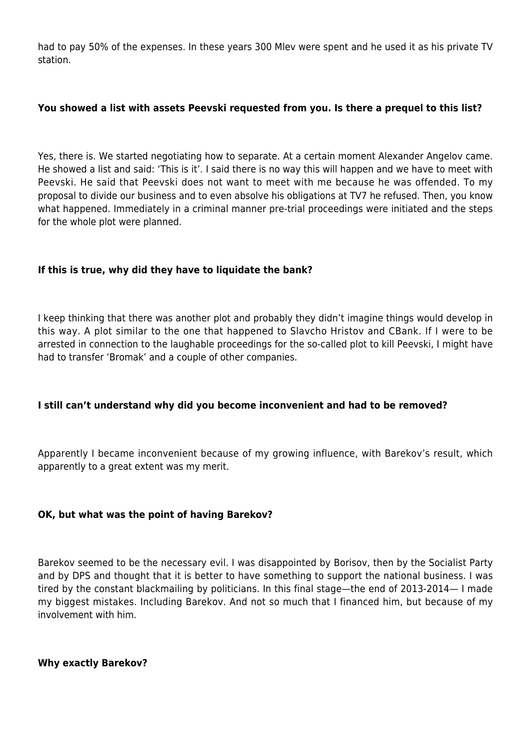had to pay 50% of the expenses. In these years 300 Mlev were spent and he used it as his private TV station.

**You showed a list with assets Peevski requested from you. Is there a prequel to this list?**

Yes, there is. We started negotiating how to separate. At a certain moment Alexander Angelov came. He showed a list and said: 'This is it'. I said there is no way this will happen and we have to meet with Peevski. He said that Peevski does not want to meet with me because he was offended. To my proposal to divide our business and to even absolve his obligations at TV7 he refused. Then, you know what happened. Immediately in a criminal manner pre-trial proceedings were initiated and the steps for the whole plot were planned.

**If this is true, why did they have to liquidate the bank?**

I keep thinking that there was another plot and probably they didn't imagine things would develop in this way. A plot similar to the one that happened to Slavcho Hristov and CBank. If I were to be arrested in connection to the laughable proceedings for the so-called plot to kill Peevski, I might have had to transfer 'Bromak' and a couple of other companies.

**I still can't understand why did you become inconvenient and had to be removed?**

Apparently I became inconvenient because of my growing influence, with Barekov's result, which apparently to a great extent was my merit.

**OK, but what was the point of having Barekov?**

Barekov seemed to be the necessary evil. I was disappointed by Borisov, then by the Socialist Party and by DPS and thought that it is better to have something to support the national business. I was tired by the constant blackmailing by politicians. In this final stage—the end of 2013-2014— I made my biggest mistakes. Including Barekov. And not so much that I financed him, but because of my involvement with him.

**Why exactly Barekov?**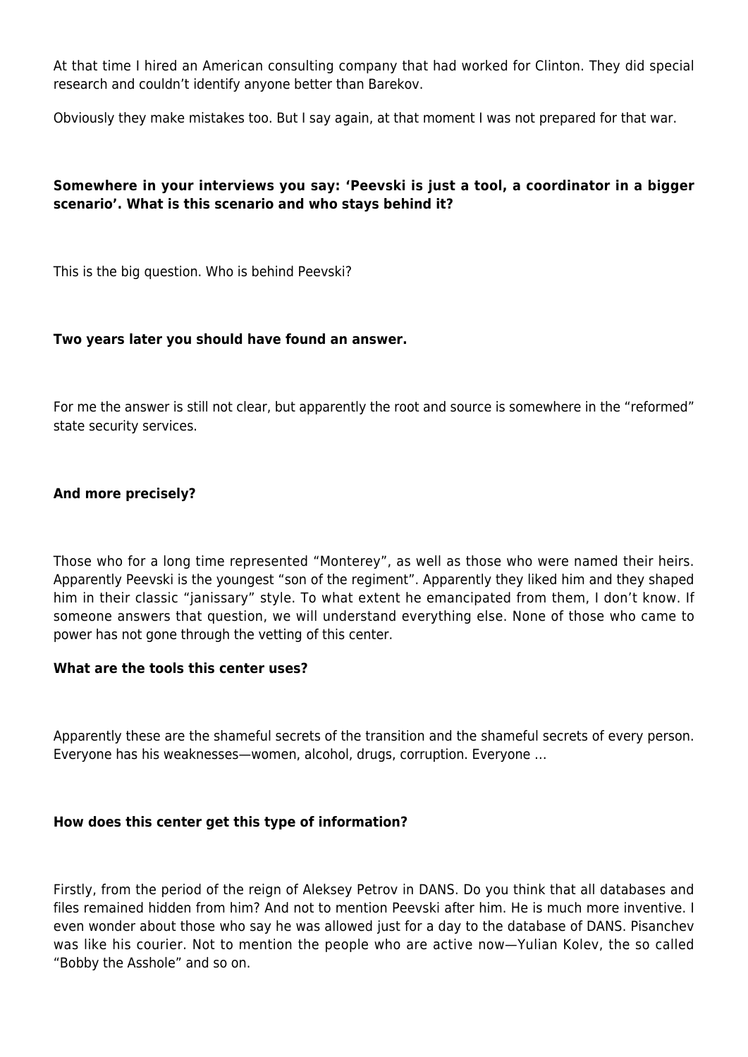At that time I hired an American consulting company that had worked for Clinton. They did special research and couldn't identify anyone better than Barekov.

Obviously they make mistakes too. But I say again, at that moment I was not prepared for that war.

**Somewhere in your interviews you say: 'Peevski is just a tool, a coordinator in a bigger scenario'. What is this scenario and who stays behind it?**

This is the big question. Who is behind Peevski?

**Two years later you should have found an answer.**

For me the answer is still not clear, but apparently the root and source is somewhere in the "reformed" state security services.

**And more precisely?**

Those who for a long time represented "Monterey", as well as those who were named their heirs. Apparently Peevski is the youngest "son of the regiment". Apparently they liked him and they shaped him in their classic "janissary" style. To what extent he emancipated from them, I don't know. If someone answers that question, we will understand everything else. None of those who came to power has not gone through the vetting of this center.

**What are the tools this center uses?**

Apparently these are the shameful secrets of the transition and the shameful secrets of every person. Everyone has his weaknesses—women, alcohol, drugs, corruption. Everyone …

**How does this center get this type of information?**

Firstly, from the period of the reign of Aleksey Petrov in DANS. Do you think that all databases and files remained hidden from him? And not to mention Peevski after him. He is much more inventive. I even wonder about those who say he was allowed just for a day to the database of DANS. Pisanchev was like his courier. Not to mention the people who are active now—Yulian Kolev, the so called "Bobby the Asshole" and so on.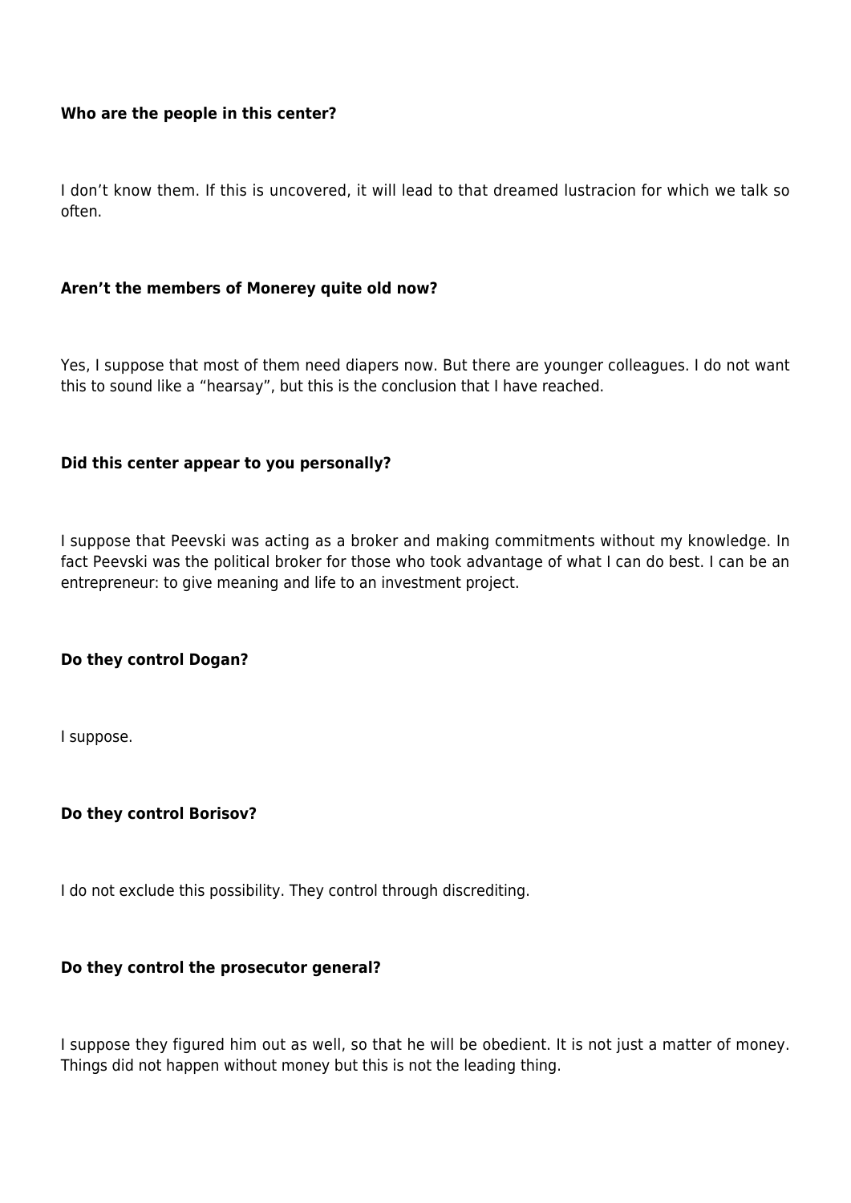**Who are the people in this center?**

I don't know them. If this is uncovered, it will lead to that dreamed lustracion for which we talk so often.

**Aren't the members of Monerey quite old now?**

Yes, I suppose that most of them need diapers now. But there are younger colleagues. I do not want this to sound like a "hearsay", but this is the conclusion that I have reached.

**Did this center appear to you personally?**

I suppose that Peevski was acting as a broker and making commitments without my knowledge. In fact Peevski was the political broker for those who took advantage of what I can do best. I can be an entrepreneur: to give meaning and life to an investment project.

**Do they control Dogan?**

I suppose.

**Do they control Borisov?**

I do not exclude this possibility. They control through discrediting.

**Do they control the prosecutor general?**

I suppose they figured him out as well, so that he will be obedient. It is not just a matter of money. Things did not happen without money but this is not the leading thing.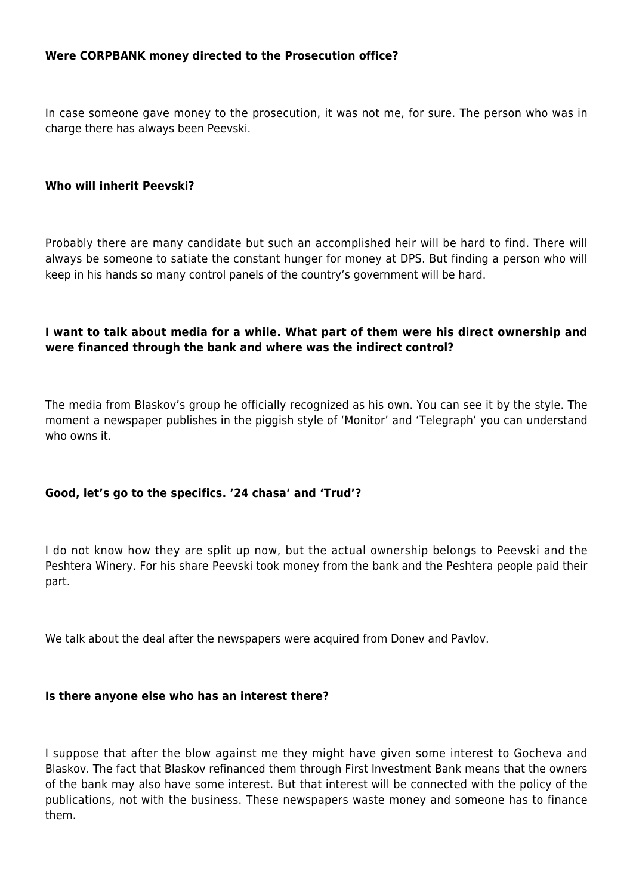**Were CORPBANK money directed to the Prosecution office?**

In case someone gave money to the prosecution, it was not me, for sure. The person who was in charge there has always been Peevski.

**Who will inherit Peevski?**

Probably there are many candidate but such an accomplished heir will be hard to find. There will always be someone to satiate the constant hunger for money at DPS. But finding a person who will keep in his hands so many control panels of the country's government will be hard.

**I want to talk about media for a while. What part of them were his direct ownership and were financed through the bank and where was the indirect control?**

The media from Blaskov's group he officially recognized as his own. You can see it by the style. The moment a newspaper publishes in the piggish style of 'Monitor' and 'Telegraph' you can understand who owns it.

**Good, let's go to the specifics. '24 chasa' and 'Trud'?**

I do not know how they are split up now, but the actual ownership belongs to Peevski and the Peshtera Winery. For his share Peevski took money from the bank and the Peshtera people paid their part.

We talk about the deal after the newspapers were acquired from Donev and Pavlov.

**Is there anyone else who has an interest there?**

I suppose that after the blow against me they might have given some interest to Gocheva and Blaskov. The fact that Blaskov refinanced them through First Investment Bank means that the owners of the bank may also have some interest. But that interest will be connected with the policy of the publications, not with the business. These newspapers waste money and someone has to finance them.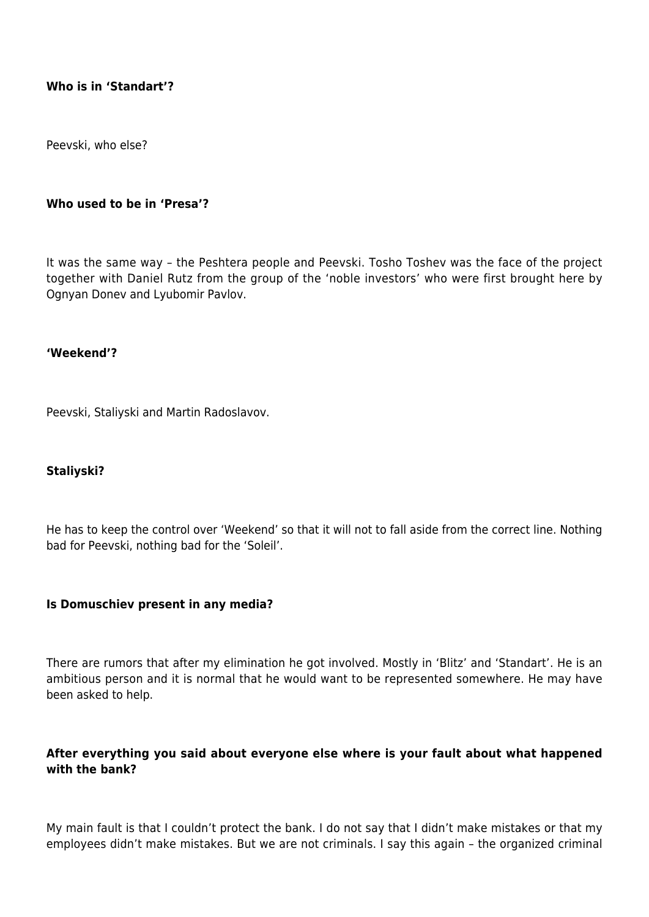**Who is in 'Standart'?**

Peevski, who else?

**Who used to be in 'Presa'?**

It was the same way – the Peshtera people and Peevski. Tosho Toshev was the face of the project together with Daniel Rutz from the group of the 'noble investors' who were first brought here by Ognyan Donev and Lyubomir Pavlov.

**'Weekend'?**

Peevski, Staliyski and Martin Radoslavov.

**Staliyski?**

He has to keep the control over 'Weekend' so that it will not to fall aside from the correct line. Nothing bad for Peevski, nothing bad for the 'Soleil'.

**Is Domuschiev present in any media?**

There are rumors that after my elimination he got involved. Mostly in 'Blitz' and 'Standart'. He is an ambitious person and it is normal that he would want to be represented somewhere. He may have been asked to help.

**After everything you said about everyone else where is your fault about what happened with the bank?**

My main fault is that I couldn't protect the bank. I do not say that I didn't make mistakes or that my employees didn't make mistakes. But we are not criminals. I say this again – the organized criminal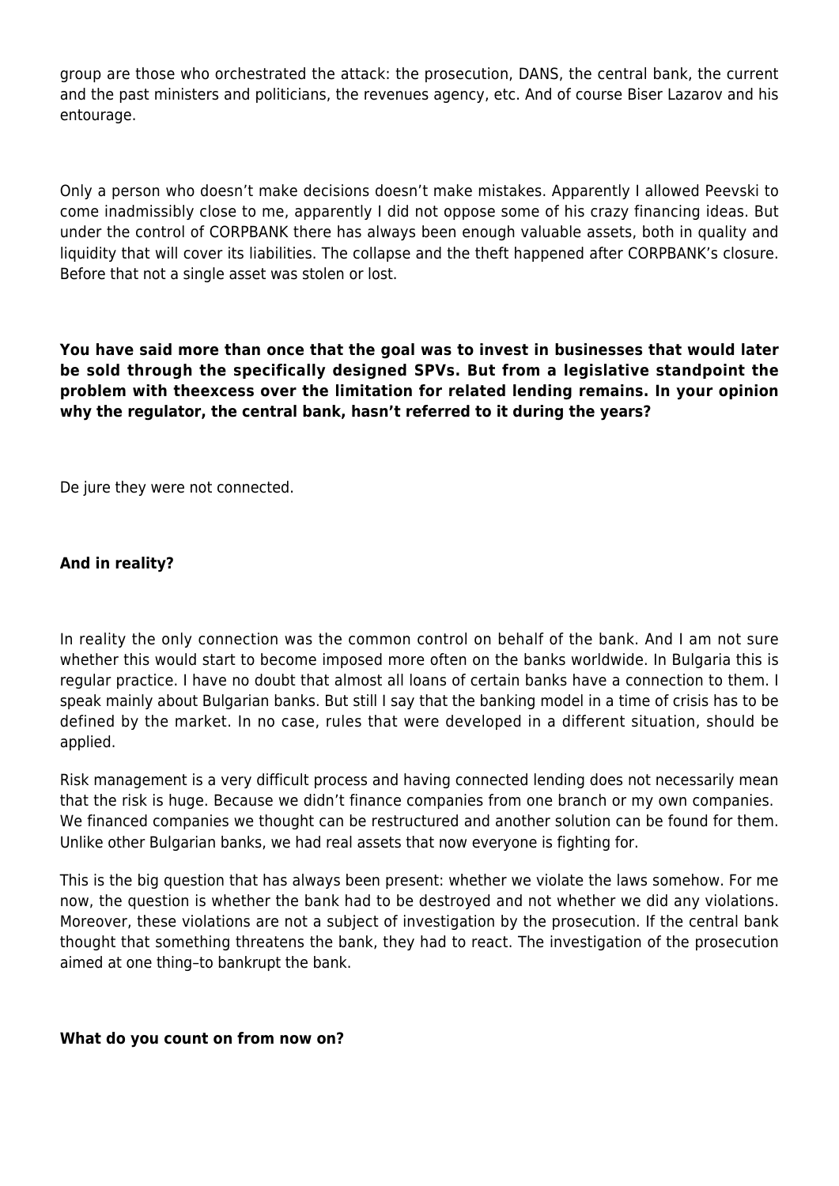group are those who orchestrated the attack: the prosecution, DANS, the central bank, the current and the past ministers and politicians, the revenues agency, etc. And of course Biser Lazarov and his entourage.

Only a person who doesn't make decisions doesn't make mistakes. Apparently I allowed Peevski to come inadmissibly close to me, apparently I did not oppose some of his crazy financing ideas. But under the control of CORPBANK there has always been enough valuable assets, both in quality and liquidity that will cover its liabilities. The collapse and the theft happened after CORPBANK's closure. Before that not a single asset was stolen or lost.

**You have said more than once that the goal was to invest in businesses that would later be sold through the specifically designed SPVs. But from a legislative standpoint the problem with theexcess over the limitation for related lending remains. In your opinion why the regulator, the central bank, hasn't referred to it during the years?**

De jure they were not connected.

**And in reality?**

In reality the only connection was the common control on behalf of the bank. And I am not sure whether this would start to become imposed more often on the banks worldwide. In Bulgaria this is regular practice. I have no doubt that almost all loans of certain banks have a connection to them. I speak mainly about Bulgarian banks. But still I say that the banking model in a time of crisis has to be defined by the market. In no case, rules that were developed in a different situation, should be applied.

Risk management is a very difficult process and having connected lending does not necessarily mean that the risk is huge. Because we didn't finance companies from one branch or my own companies. We financed companies we thought can be restructured and another solution can be found for them. Unlike other Bulgarian banks, we had real assets that now everyone is fighting for.

This is the big question that has always been present: whether we violate the laws somehow. For me now, the question is whether the bank had to be destroyed and not whether we did any violations. Moreover, these violations are not a subject of investigation by the prosecution. If the central bank thought that something threatens the bank, they had to react. The investigation of the prosecution aimed at one thing–to bankrupt the bank.

**What do you count on from now on?**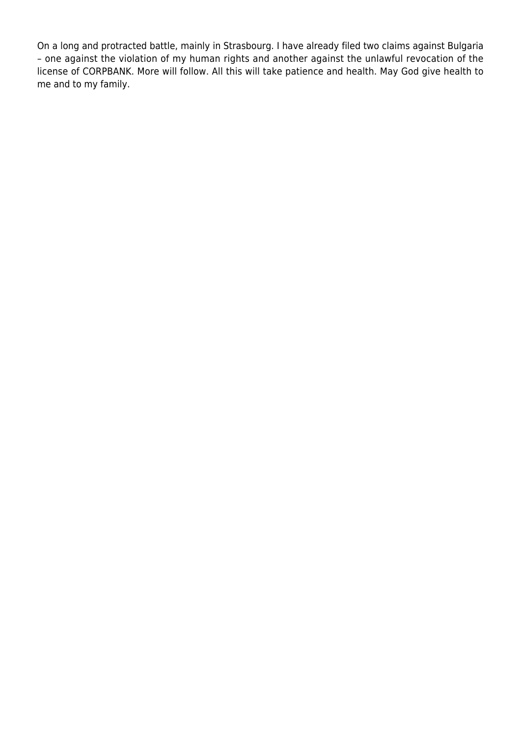On a long and protracted battle, mainly in Strasbourg. I have already filed two claims against Bulgaria – one against the violation of my human rights and another against the unlawful revocation of the license of CORPBANK. More will follow. All this will take patience and health. May God give health to me and to my family.